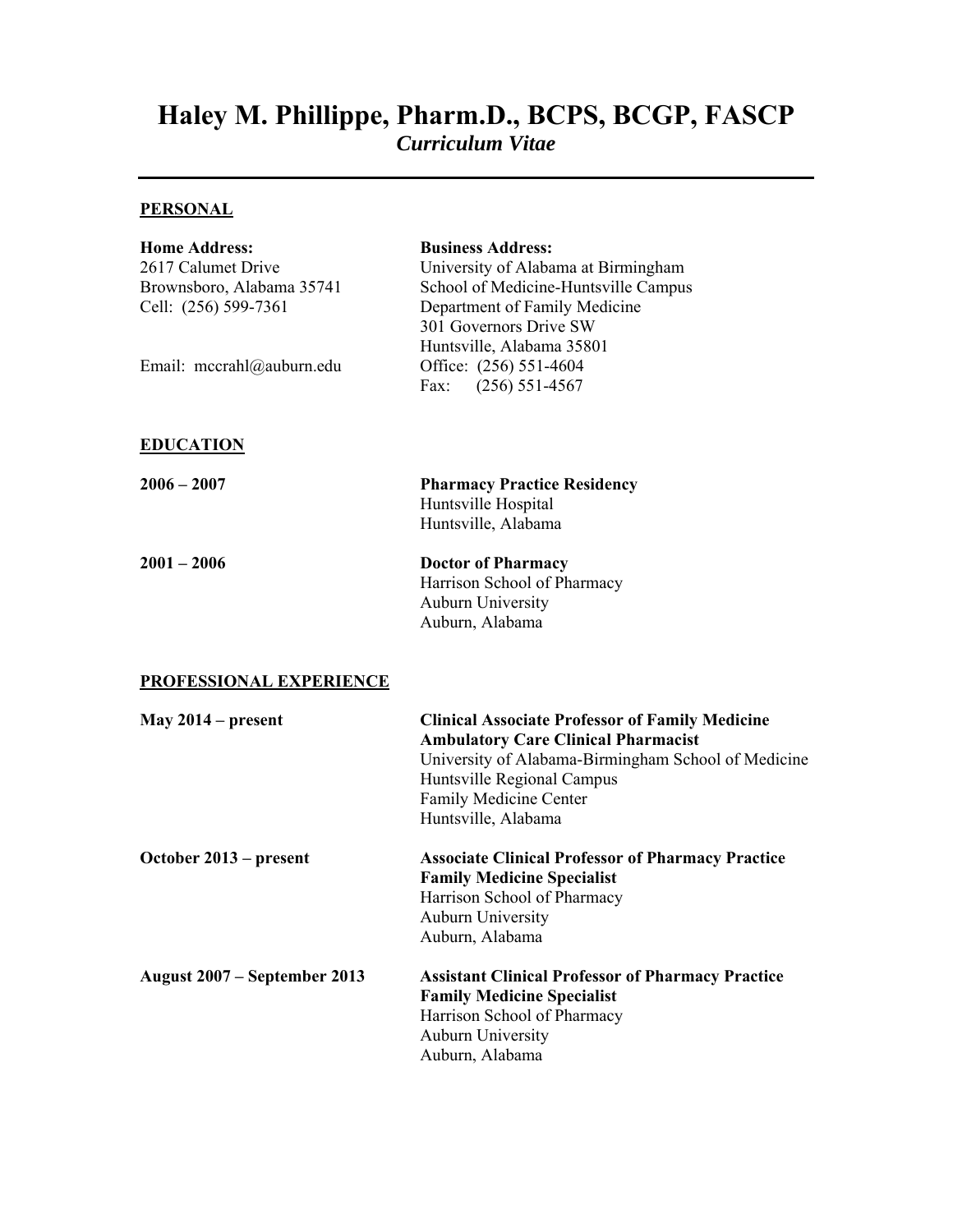# Haley M. Phillippe, Pharm.D., BCPS, BCGP, FASCP

***Curriculum Vitae***

---

## PERSONAL

**Home Address:**
2617 Calumet Drive
Brownsboro, Alabama 35741
Cell: (256) 599-7361

Email: mccrahl@auburn.edu

**Business Address:**
University of Alabama at Birmingham
School of Medicine-Huntsville Campus
Department of Family Medicine
301 Governors Drive SW
Huntsville, Alabama 35801
Office: (256) 551-4604
Fax: (256) 551-4567

## EDUCATION

**2006 – 2007**
**Pharmacy Practice Residency**
Huntsville Hospital
Huntsville, Alabama

**2001 – 2006**
**Doctor of Pharmacy**
Harrison School of Pharmacy
Auburn University
Auburn, Alabama

## PROFESSIONAL EXPERIENCE

**May 2014 – present**
**Clinical Associate Professor of Family Medicine**
**Ambulatory Care Clinical Pharmacist**
University of Alabama-Birmingham School of Medicine
Huntsville Regional Campus
Family Medicine Center
Huntsville, Alabama

**October 2013 – present**
**Associate Clinical Professor of Pharmacy Practice**
**Family Medicine Specialist**
Harrison School of Pharmacy
Auburn University
Auburn, Alabama

**August 2007 – September 2013**
**Assistant Clinical Professor of Pharmacy Practice**
**Family Medicine Specialist**
Harrison School of Pharmacy
Auburn University
Auburn, Alabama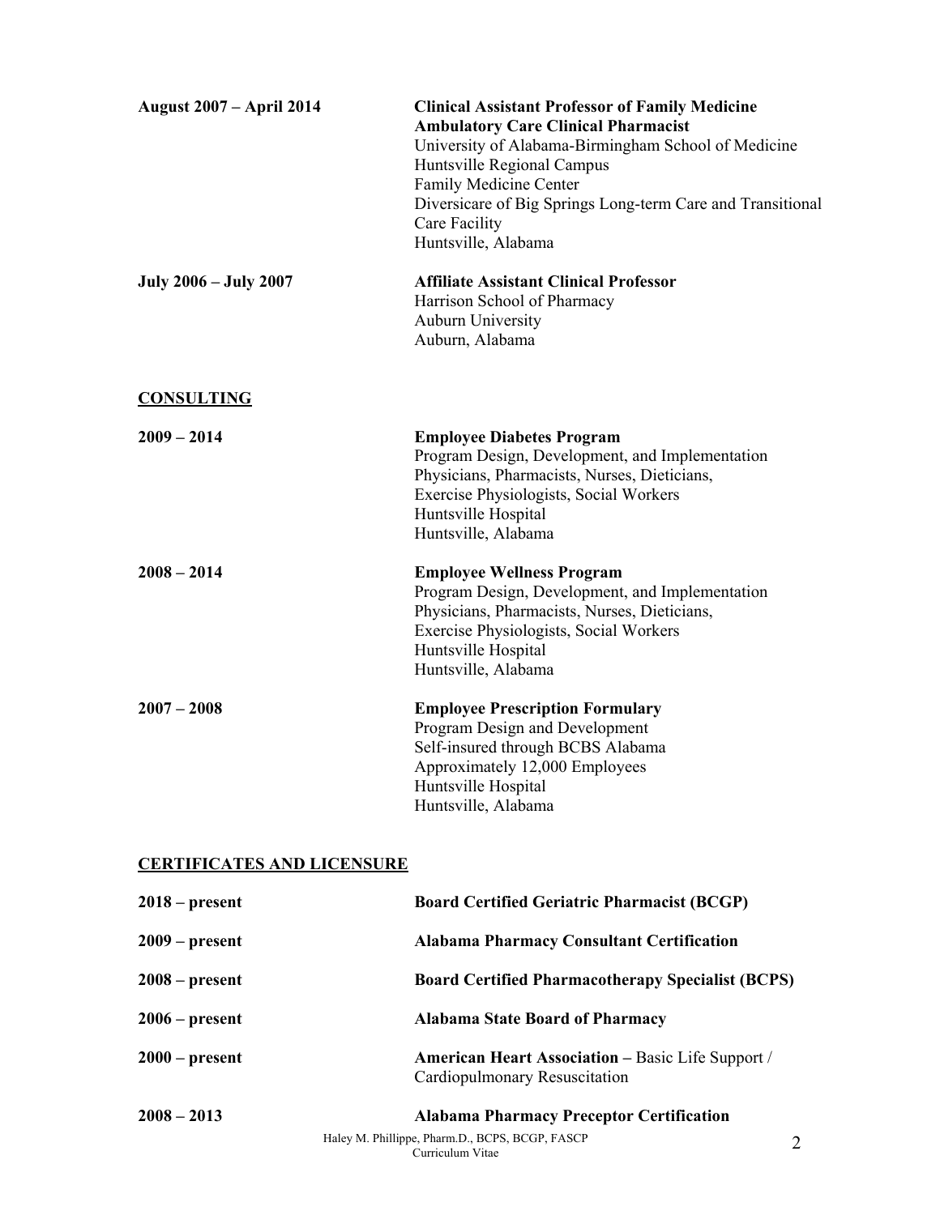**August 2007 – April 2014**

**Clinical Assistant Professor of Family Medicine**
**Ambulatory Care Clinical Pharmacist**
University of Alabama-Birmingham School of Medicine
Huntsville Regional Campus
Family Medicine Center
Diversicare of Big Springs Long-term Care and Transitional Care Facility
Huntsville, Alabama

**July 2006 – July 2007**

**Affiliate Assistant Clinical Professor**
Harrison School of Pharmacy
Auburn University
Auburn, Alabama

## CONSULTING

**2009 – 2014**

**Employee Diabetes Program**
Program Design, Development, and Implementation
Physicians, Pharmacists, Nurses, Dieticians,
Exercise Physiologists, Social Workers
Huntsville Hospital
Huntsville, Alabama

**2008 – 2014**

**Employee Wellness Program**
Program Design, Development, and Implementation
Physicians, Pharmacists, Nurses, Dieticians,
Exercise Physiologists, Social Workers
Huntsville Hospital
Huntsville, Alabama

**2007 – 2008**

**Employee Prescription Formulary**
Program Design and Development
Self-insured through BCBS Alabama
Approximately 12,000 Employees
Huntsville Hospital
Huntsville, Alabama

## CERTIFICATES AND LICENSURE

**2018 – present** — **Board Certified Geriatric Pharmacist (BCGP)**

**2009 – present** — **Alabama Pharmacy Consultant Certification**

**2008 – present** — **Board Certified Pharmacotherapy Specialist (BCPS)**

**2006 – present** — **Alabama State Board of Pharmacy**

**2000 – present** — **American Heart Association –** Basic Life Support / Cardiopulmonary Resuscitation

**2008 – 2013** — **Alabama Pharmacy Preceptor Certification**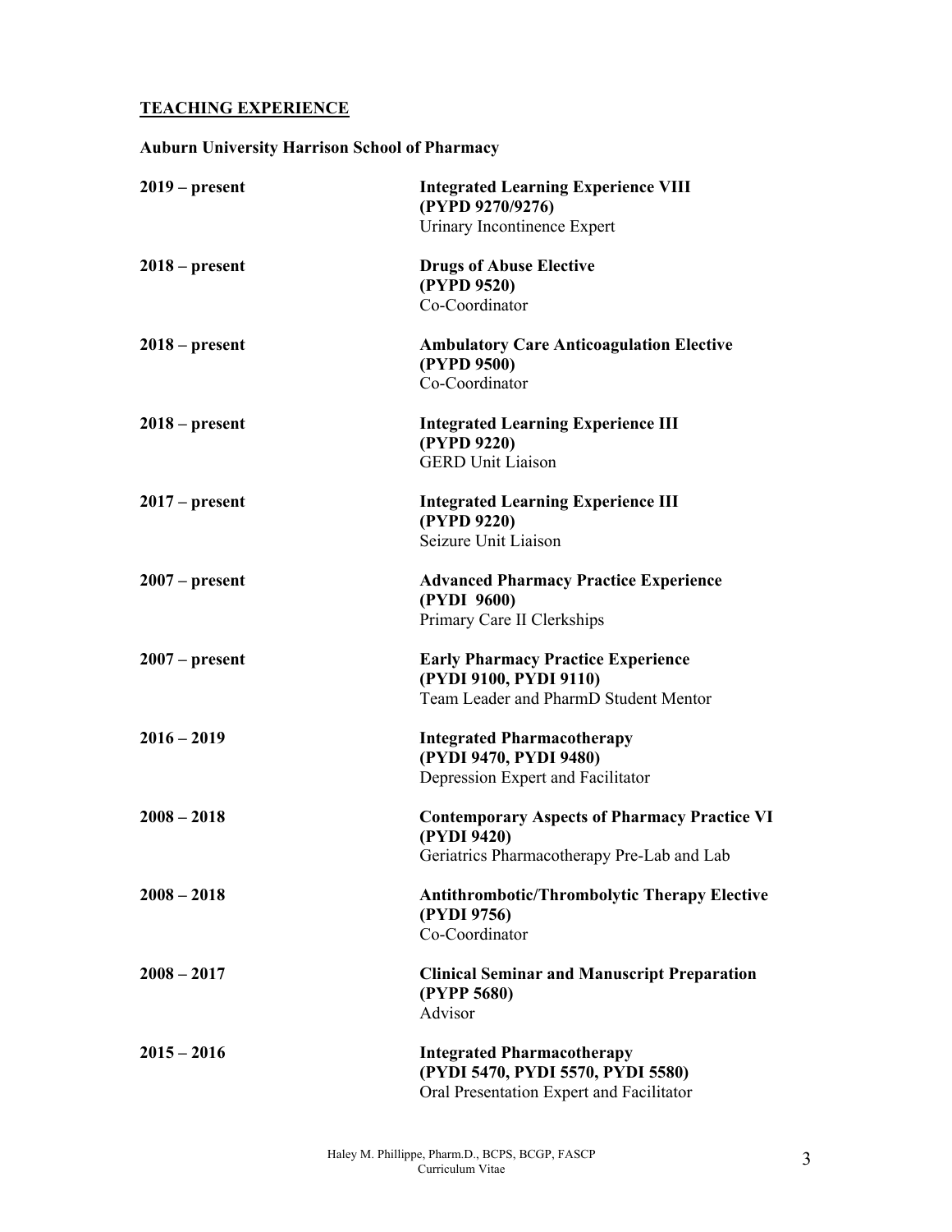## TEACHING EXPERIENCE

**Auburn University Harrison School of Pharmacy**

| | |
|---|---|
| **2019 – present** | **Integrated Learning Experience VIII (PYPD 9270/9276)**<br>Urinary Incontinence Expert |
| **2018 – present** | **Drugs of Abuse Elective (PYPD 9520)**<br>Co-Coordinator |
| **2018 – present** | **Ambulatory Care Anticoagulation Elective (PYPD 9500)**<br>Co-Coordinator |
| **2018 – present** | **Integrated Learning Experience III (PYPD 9220)**<br>GERD Unit Liaison |
| **2017 – present** | **Integrated Learning Experience III (PYPD 9220)**<br>Seizure Unit Liaison |
| **2007 – present** | **Advanced Pharmacy Practice Experience (PYDI 9600)**<br>Primary Care II Clerkships |
| **2007 – present** | **Early Pharmacy Practice Experience (PYDI 9100, PYDI 9110)**<br>Team Leader and PharmD Student Mentor |
| **2016 – 2019** | **Integrated Pharmacotherapy (PYDI 9470, PYDI 9480)**<br>Depression Expert and Facilitator |
| **2008 – 2018** | **Contemporary Aspects of Pharmacy Practice VI (PYDI 9420)**<br>Geriatrics Pharmacotherapy Pre-Lab and Lab |
| **2008 – 2018** | **Antithrombotic/Thrombolytic Therapy Elective (PYDI 9756)**<br>Co-Coordinator |
| **2008 – 2017** | **Clinical Seminar and Manuscript Preparation (PYPP 5680)**<br>Advisor |
| **2015 – 2016** | **Integrated Pharmacotherapy (PYDI 5470, PYDI 5570, PYDI 5580)**<br>Oral Presentation Expert and Facilitator |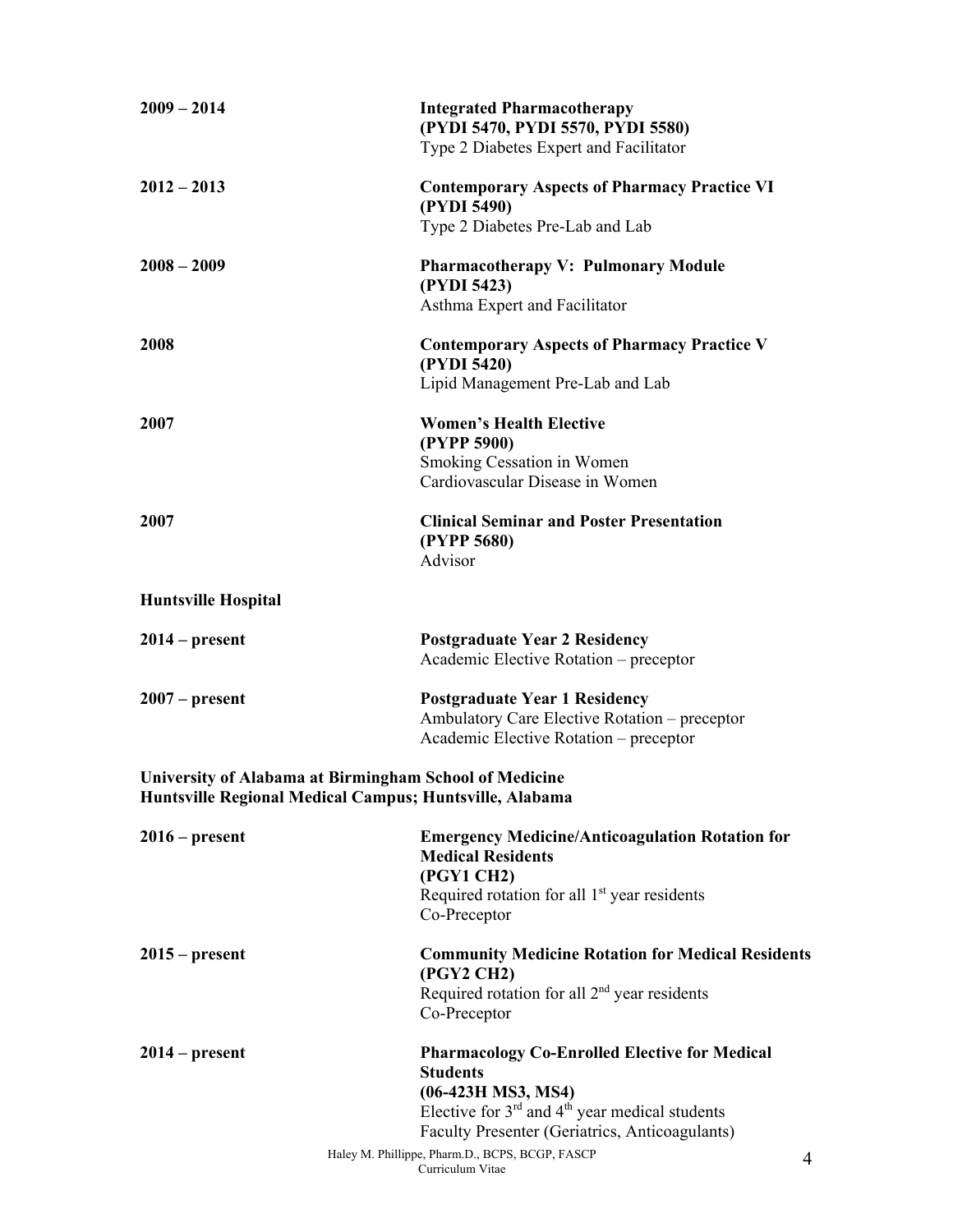**2009 – 2014** — **Integrated Pharmacotherapy (PYDI 5470, PYDI 5570, PYDI 5580)**
Type 2 Diabetes Expert and Facilitator

**2012 – 2013** — **Contemporary Aspects of Pharmacy Practice VI (PYDI 5490)**
Type 2 Diabetes Pre-Lab and Lab

**2008 – 2009** — **Pharmacotherapy V: Pulmonary Module (PYDI 5423)**
Asthma Expert and Facilitator

**2008** — **Contemporary Aspects of Pharmacy Practice V (PYDI 5420)**
Lipid Management Pre-Lab and Lab

**2007** — **Women's Health Elective (PYPP 5900)**
Smoking Cessation in Women
Cardiovascular Disease in Women

**2007** — **Clinical Seminar and Poster Presentation (PYPP 5680)**
Advisor

**Huntsville Hospital**

**2014 – present** — **Postgraduate Year 2 Residency**
Academic Elective Rotation – preceptor

**2007 – present** — **Postgraduate Year 1 Residency**
Ambulatory Care Elective Rotation – preceptor
Academic Elective Rotation – preceptor

**University of Alabama at Birmingham School of Medicine**
**Huntsville Regional Medical Campus; Huntsville, Alabama**

**2016 – present** — **Emergency Medicine/Anticoagulation Rotation for Medical Residents (PGY1 CH2)**
Required rotation for all 1st year residents
Co-Preceptor

**2015 – present** — **Community Medicine Rotation for Medical Residents (PGY2 CH2)**
Required rotation for all 2nd year residents
Co-Preceptor

**2014 – present** — **Pharmacology Co-Enrolled Elective for Medical Students (06-423H MS3, MS4)**
Elective for 3rd and 4th year medical students
Faculty Presenter (Geriatrics, Anticoagulants)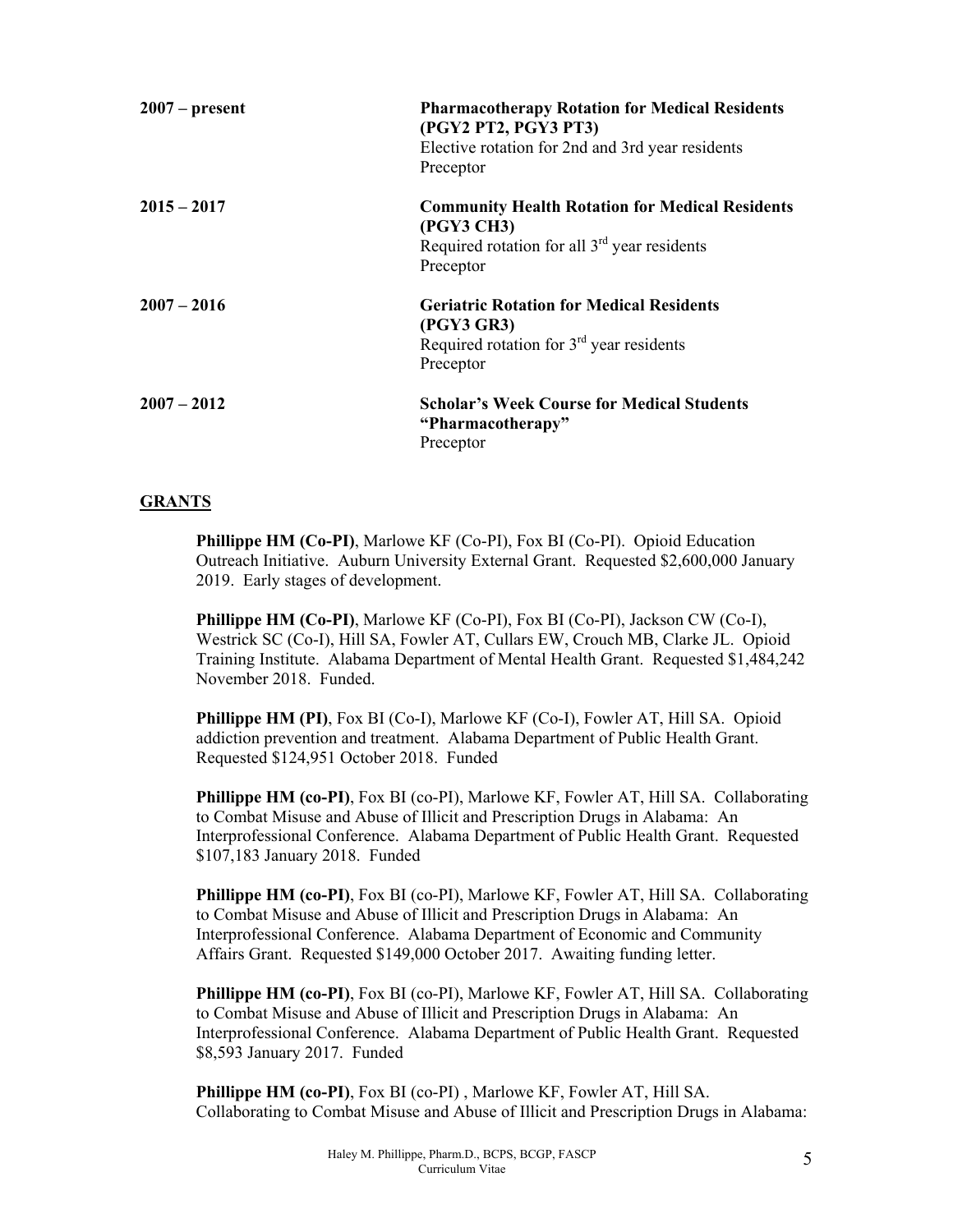**2007 – present** — **Pharmacotherapy Rotation for Medical Residents (PGY2 PT2, PGY3 PT3)**
Elective rotation for 2nd and 3rd year residents
Preceptor

**2015 – 2017** — **Community Health Rotation for Medical Residents (PGY3 CH3)**
Required rotation for all 3rd year residents
Preceptor

**2007 – 2016** — **Geriatric Rotation for Medical Residents (PGY3 GR3)**
Required rotation for 3rd year residents
Preceptor

**2007 – 2012** — **Scholar's Week Course for Medical Students "Pharmacotherapy"**
Preceptor

## GRANTS

**Phillippe HM (Co-PI)**, Marlowe KF (Co-PI), Fox BI (Co-PI). Opioid Education Outreach Initiative. Auburn University External Grant. Requested $2,600,000 January 2019. Early stages of development.

**Phillippe HM (Co-PI)**, Marlowe KF (Co-PI), Fox BI (Co-PI), Jackson CW (Co-I), Westrick SC (Co-I), Hill SA, Fowler AT, Cullars EW, Crouch MB, Clarke JL. Opioid Training Institute. Alabama Department of Mental Health Grant. Requested $1,484,242 November 2018. Funded.

**Phillippe HM (PI)**, Fox BI (Co-I), Marlowe KF (Co-I), Fowler AT, Hill SA. Opioid addiction prevention and treatment. Alabama Department of Public Health Grant. Requested $124,951 October 2018. Funded

**Phillippe HM (co-PI)**, Fox BI (co-PI), Marlowe KF, Fowler AT, Hill SA. Collaborating to Combat Misuse and Abuse of Illicit and Prescription Drugs in Alabama: An Interprofessional Conference. Alabama Department of Public Health Grant. Requested $107,183 January 2018. Funded

**Phillippe HM (co-PI)**, Fox BI (co-PI), Marlowe KF, Fowler AT, Hill SA. Collaborating to Combat Misuse and Abuse of Illicit and Prescription Drugs in Alabama: An Interprofessional Conference. Alabama Department of Economic and Community Affairs Grant. Requested $149,000 October 2017. Awaiting funding letter.

**Phillippe HM (co-PI)**, Fox BI (co-PI), Marlowe KF, Fowler AT, Hill SA. Collaborating to Combat Misuse and Abuse of Illicit and Prescription Drugs in Alabama: An Interprofessional Conference. Alabama Department of Public Health Grant. Requested $8,593 January 2017. Funded

**Phillippe HM (co-PI)**, Fox BI (co-PI) , Marlowe KF, Fowler AT, Hill SA. Collaborating to Combat Misuse and Abuse of Illicit and Prescription Drugs in Alabama: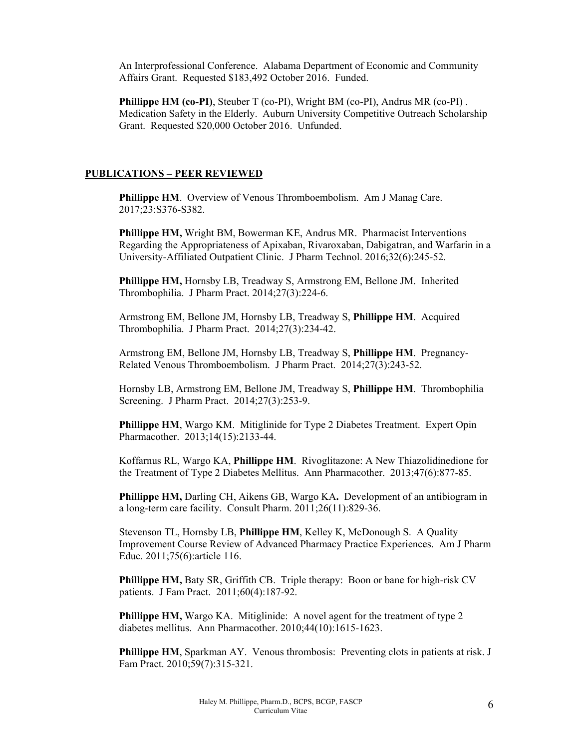An Interprofessional Conference. Alabama Department of Economic and Community Affairs Grant. Requested $183,492 October 2016. Funded.

**Phillippe HM (co-PI)**, Steuber T (co-PI), Wright BM (co-PI), Andrus MR (co-PI) . Medication Safety in the Elderly. Auburn University Competitive Outreach Scholarship Grant. Requested $20,000 October 2016. Unfunded.

## PUBLICATIONS – PEER REVIEWED

**Phillippe HM**. Overview of Venous Thromboembolism. Am J Manag Care. 2017;23:S376-S382.

**Phillippe HM,** Wright BM, Bowerman KE, Andrus MR. Pharmacist Interventions Regarding the Appropriateness of Apixaban, Rivaroxaban, Dabigatran, and Warfarin in a University-Affiliated Outpatient Clinic. J Pharm Technol. 2016;32(6):245-52.

**Phillippe HM,** Hornsby LB, Treadway S, Armstrong EM, Bellone JM. Inherited Thrombophilia. J Pharm Pract. 2014;27(3):224-6.

Armstrong EM, Bellone JM, Hornsby LB, Treadway S, **Phillippe HM**. Acquired Thrombophilia. J Pharm Pract. 2014;27(3):234-42.

Armstrong EM, Bellone JM, Hornsby LB, Treadway S, **Phillippe HM**. Pregnancy-Related Venous Thromboembolism. J Pharm Pract. 2014;27(3):243-52.

Hornsby LB, Armstrong EM, Bellone JM, Treadway S, **Phillippe HM**. Thrombophilia Screening. J Pharm Pract. 2014;27(3):253-9.

**Phillippe HM**, Wargo KM. Mitiglinide for Type 2 Diabetes Treatment. Expert Opin Pharmacother. 2013;14(15):2133-44.

Koffarnus RL, Wargo KA, **Phillippe HM**. Rivoglitazone: A New Thiazolidinedione for the Treatment of Type 2 Diabetes Mellitus. Ann Pharmacother. 2013;47(6):877-85.

**Phillippe HM,** Darling CH, Aikens GB, Wargo KA**.** Development of an antibiogram in a long-term care facility. Consult Pharm. 2011;26(11):829-36.

Stevenson TL, Hornsby LB, **Phillippe HM**, Kelley K, McDonough S. A Quality Improvement Course Review of Advanced Pharmacy Practice Experiences. Am J Pharm Educ. 2011;75(6):article 116.

**Phillippe HM,** Baty SR, Griffith CB. Triple therapy: Boon or bane for high-risk CV patients. J Fam Pract. 2011;60(4):187-92.

**Phillippe HM,** Wargo KA. Mitiglinide: A novel agent for the treatment of type 2 diabetes mellitus. Ann Pharmacother. 2010;44(10):1615-1623.

**Phillippe HM**, Sparkman AY. Venous thrombosis: Preventing clots in patients at risk. J Fam Pract. 2010;59(7):315-321.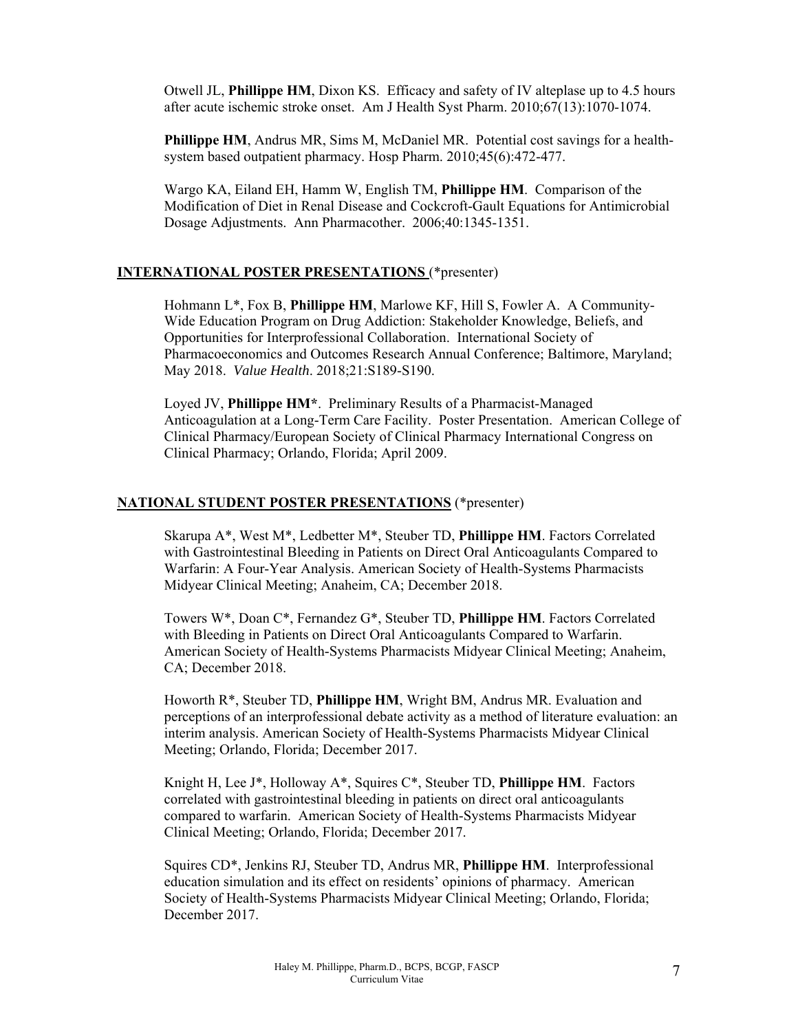Otwell JL, **Phillippe HM**, Dixon KS. Efficacy and safety of IV alteplase up to 4.5 hours after acute ischemic stroke onset. Am J Health Syst Pharm. 2010;67(13):1070-1074.

**Phillippe HM**, Andrus MR, Sims M, McDaniel MR. Potential cost savings for a health-system based outpatient pharmacy. Hosp Pharm. 2010;45(6):472-477.

Wargo KA, Eiland EH, Hamm W, English TM, **Phillippe HM**. Comparison of the Modification of Diet in Renal Disease and Cockcroft-Gault Equations for Antimicrobial Dosage Adjustments. Ann Pharmacother. 2006;40:1345-1351.

## INTERNATIONAL POSTER PRESENTATIONS (*presenter)

Hohmann L*, Fox B, **Phillippe HM**, Marlowe KF, Hill S, Fowler A. A Community-Wide Education Program on Drug Addiction: Stakeholder Knowledge, Beliefs, and Opportunities for Interprofessional Collaboration. International Society of Pharmacoeconomics and Outcomes Research Annual Conference; Baltimore, Maryland; May 2018. *Value Health*. 2018;21:S189-S190.

Loyed JV, **Phillippe HM***. Preliminary Results of a Pharmacist-Managed Anticoagulation at a Long-Term Care Facility. Poster Presentation. American College of Clinical Pharmacy/European Society of Clinical Pharmacy International Congress on Clinical Pharmacy; Orlando, Florida; April 2009.

## NATIONAL STUDENT POSTER PRESENTATIONS (*presenter)

Skarupa A*, West M*, Ledbetter M*, Steuber TD, **Phillippe HM**. Factors Correlated with Gastrointestinal Bleeding in Patients on Direct Oral Anticoagulants Compared to Warfarin: A Four-Year Analysis. American Society of Health-Systems Pharmacists Midyear Clinical Meeting; Anaheim, CA; December 2018.

Towers W*, Doan C*, Fernandez G*, Steuber TD, **Phillippe HM**. Factors Correlated with Bleeding in Patients on Direct Oral Anticoagulants Compared to Warfarin. American Society of Health-Systems Pharmacists Midyear Clinical Meeting; Anaheim, CA; December 2018.

Howorth R*, Steuber TD, **Phillippe HM**, Wright BM, Andrus MR. Evaluation and perceptions of an interprofessional debate activity as a method of literature evaluation: an interim analysis. American Society of Health-Systems Pharmacists Midyear Clinical Meeting; Orlando, Florida; December 2017.

Knight H, Lee J*, Holloway A*, Squires C*, Steuber TD, **Phillippe HM**. Factors correlated with gastrointestinal bleeding in patients on direct oral anticoagulants compared to warfarin. American Society of Health-Systems Pharmacists Midyear Clinical Meeting; Orlando, Florida; December 2017.

Squires CD*, Jenkins RJ, Steuber TD, Andrus MR, **Phillippe HM**. Interprofessional education simulation and its effect on residents' opinions of pharmacy. American Society of Health-Systems Pharmacists Midyear Clinical Meeting; Orlando, Florida; December 2017.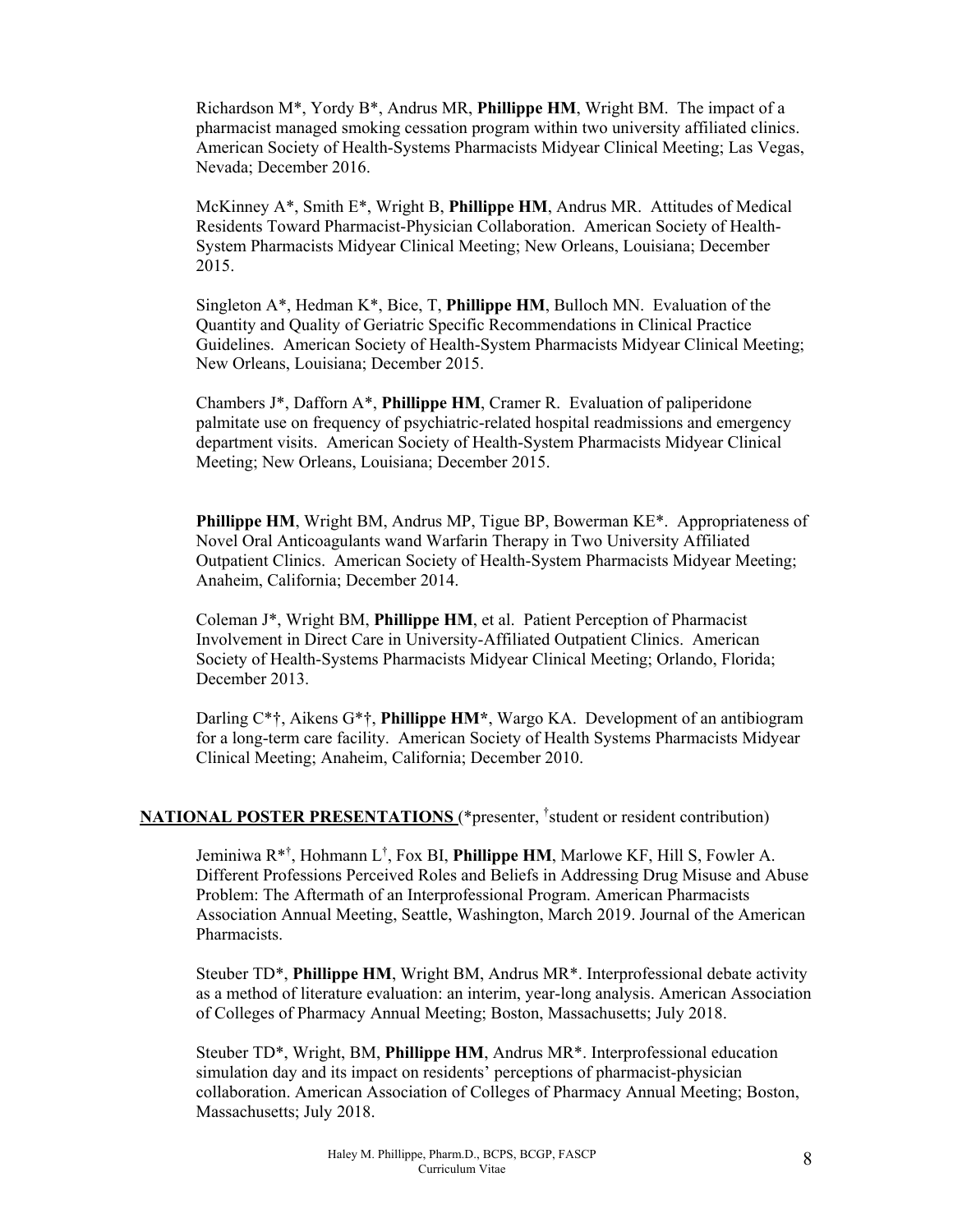Richardson M*, Yordy B*, Andrus MR, **Phillippe HM**, Wright BM. The impact of a pharmacist managed smoking cessation program within two university affiliated clinics. American Society of Health-Systems Pharmacists Midyear Clinical Meeting; Las Vegas, Nevada; December 2016.

McKinney A*, Smith E*, Wright B, **Phillippe HM**, Andrus MR. Attitudes of Medical Residents Toward Pharmacist-Physician Collaboration. American Society of Health-System Pharmacists Midyear Clinical Meeting; New Orleans, Louisiana; December 2015.

Singleton A*, Hedman K*, Bice, T, **Phillippe HM**, Bulloch MN. Evaluation of the Quantity and Quality of Geriatric Specific Recommendations in Clinical Practice Guidelines. American Society of Health-System Pharmacists Midyear Clinical Meeting; New Orleans, Louisiana; December 2015.

Chambers J*, Dafforn A*, **Phillippe HM**, Cramer R. Evaluation of paliperidone palmitate use on frequency of psychiatric-related hospital readmissions and emergency department visits. American Society of Health-System Pharmacists Midyear Clinical Meeting; New Orleans, Louisiana; December 2015.

**Phillippe HM**, Wright BM, Andrus MP, Tigue BP, Bowerman KE*. Appropriateness of Novel Oral Anticoagulants wand Warfarin Therapy in Two University Affiliated Outpatient Clinics. American Society of Health-System Pharmacists Midyear Meeting; Anaheim, California; December 2014.

Coleman J*, Wright BM, **Phillippe HM**, et al. Patient Perception of Pharmacist Involvement in Direct Care in University-Affiliated Outpatient Clinics. American Society of Health-Systems Pharmacists Midyear Clinical Meeting; Orlando, Florida; December 2013.

Darling C*†, Aikens G*†, **Phillippe HM***, Wargo KA. Development of an antibiogram for a long-term care facility. American Society of Health Systems Pharmacists Midyear Clinical Meeting; Anaheim, California; December 2010.

## NATIONAL POSTER PRESENTATIONS (*presenter, †student or resident contribution)

Jeminiwa R*†, Hohmann L†, Fox BI, **Phillippe HM**, Marlowe KF, Hill S, Fowler A. Different Professions Perceived Roles and Beliefs in Addressing Drug Misuse and Abuse Problem: The Aftermath of an Interprofessional Program. American Pharmacists Association Annual Meeting, Seattle, Washington, March 2019. Journal of the American Pharmacists.

Steuber TD*, **Phillippe HM**, Wright BM, Andrus MR*. Interprofessional debate activity as a method of literature evaluation: an interim, year-long analysis. American Association of Colleges of Pharmacy Annual Meeting; Boston, Massachusetts; July 2018.

Steuber TD*, Wright, BM, **Phillippe HM**, Andrus MR*. Interprofessional education simulation day and its impact on residents' perceptions of pharmacist-physician collaboration. American Association of Colleges of Pharmacy Annual Meeting; Boston, Massachusetts; July 2018.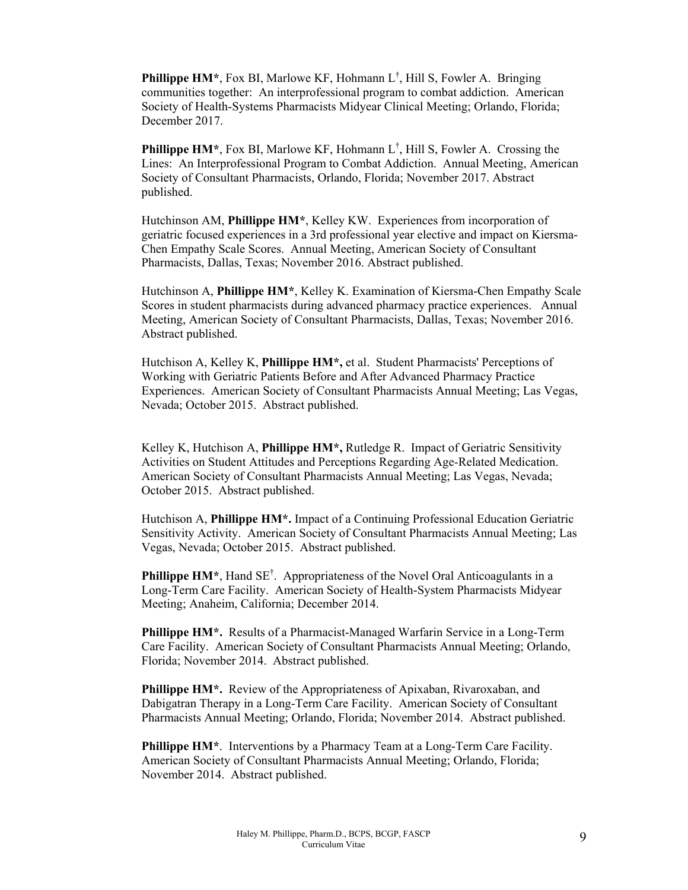**Phillippe HM***, Fox BI, Marlowe KF, Hohmann L[†], Hill S, Fowler A. Bringing communities together: An interprofessional program to combat addiction. American Society of Health-Systems Pharmacists Midyear Clinical Meeting; Orlando, Florida; December 2017.

**Phillippe HM***, Fox BI, Marlowe KF, Hohmann L[†], Hill S, Fowler A. Crossing the Lines: An Interprofessional Program to Combat Addiction. Annual Meeting, American Society of Consultant Pharmacists, Orlando, Florida; November 2017. Abstract published.

Hutchinson AM, **Phillippe HM***, Kelley KW. Experiences from incorporation of geriatric focused experiences in a 3rd professional year elective and impact on Kiersma-Chen Empathy Scale Scores. Annual Meeting, American Society of Consultant Pharmacists, Dallas, Texas; November 2016. Abstract published.

Hutchinson A, **Phillippe HM***, Kelley K. Examination of Kiersma-Chen Empathy Scale Scores in student pharmacists during advanced pharmacy practice experiences. Annual Meeting, American Society of Consultant Pharmacists, Dallas, Texas; November 2016. Abstract published.

Hutchison A, Kelley K, **Phillippe HM*,** et al. Student Pharmacists' Perceptions of Working with Geriatric Patients Before and After Advanced Pharmacy Practice Experiences. American Society of Consultant Pharmacists Annual Meeting; Las Vegas, Nevada; October 2015. Abstract published.

Kelley K, Hutchison A, **Phillippe HM*,** Rutledge R. Impact of Geriatric Sensitivity Activities on Student Attitudes and Perceptions Regarding Age-Related Medication. American Society of Consultant Pharmacists Annual Meeting; Las Vegas, Nevada; October 2015. Abstract published.

Hutchison A, **Phillippe HM*.** Impact of a Continuing Professional Education Geriatric Sensitivity Activity. American Society of Consultant Pharmacists Annual Meeting; Las Vegas, Nevada; October 2015. Abstract published.

**Phillippe HM***, Hand SE[†]. Appropriateness of the Novel Oral Anticoagulants in a Long-Term Care Facility. American Society of Health-System Pharmacists Midyear Meeting; Anaheim, California; December 2014.

**Phillippe HM*.** Results of a Pharmacist-Managed Warfarin Service in a Long-Term Care Facility. American Society of Consultant Pharmacists Annual Meeting; Orlando, Florida; November 2014. Abstract published.

**Phillippe HM*.** Review of the Appropriateness of Apixaban, Rivaroxaban, and Dabigatran Therapy in a Long-Term Care Facility. American Society of Consultant Pharmacists Annual Meeting; Orlando, Florida; November 2014. Abstract published.

**Phillippe HM***. Interventions by a Pharmacy Team at a Long-Term Care Facility. American Society of Consultant Pharmacists Annual Meeting; Orlando, Florida; November 2014. Abstract published.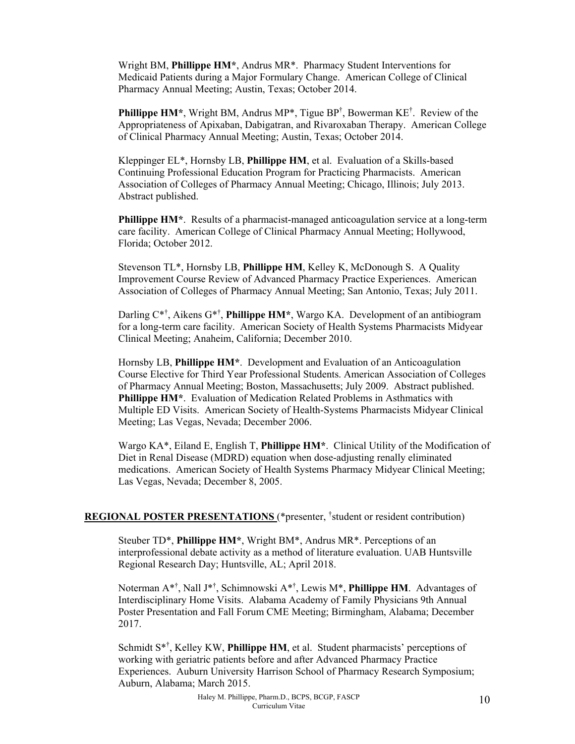Wright BM, **Phillippe HM***, Andrus MR*. Pharmacy Student Interventions for Medicaid Patients during a Major Formulary Change. American College of Clinical Pharmacy Annual Meeting; Austin, Texas; October 2014.

**Phillippe HM***, Wright BM, Andrus MP*, Tigue BP[†], Bowerman KE[†]. Review of the Appropriateness of Apixaban, Dabigatran, and Rivaroxaban Therapy. American College of Clinical Pharmacy Annual Meeting; Austin, Texas; October 2014.

Kleppinger EL*, Hornsby LB, **Phillippe HM**, et al. Evaluation of a Skills-based Continuing Professional Education Program for Practicing Pharmacists. American Association of Colleges of Pharmacy Annual Meeting; Chicago, Illinois; July 2013. Abstract published.

**Phillippe HM***. Results of a pharmacist-managed anticoagulation service at a long-term care facility. American College of Clinical Pharmacy Annual Meeting; Hollywood, Florida; October 2012.

Stevenson TL*, Hornsby LB, **Phillippe HM**, Kelley K, McDonough S. A Quality Improvement Course Review of Advanced Pharmacy Practice Experiences. American Association of Colleges of Pharmacy Annual Meeting; San Antonio, Texas; July 2011.

Darling C*[†], Aikens G*[†], **Phillippe HM***, Wargo KA. Development of an antibiogram for a long-term care facility. American Society of Health Systems Pharmacists Midyear Clinical Meeting; Anaheim, California; December 2010.

Hornsby LB, **Phillippe HM***. Development and Evaluation of an Anticoagulation Course Elective for Third Year Professional Students. American Association of Colleges of Pharmacy Annual Meeting; Boston, Massachusetts; July 2009. Abstract published.

**Phillippe HM***. Evaluation of Medication Related Problems in Asthmatics with Multiple ED Visits. American Society of Health-Systems Pharmacists Midyear Clinical Meeting; Las Vegas, Nevada; December 2006.

Wargo KA*, Eiland E, English T, **Phillippe HM***. Clinical Utility of the Modification of Diet in Renal Disease (MDRD) equation when dose-adjusting renally eliminated medications. American Society of Health Systems Pharmacy Midyear Clinical Meeting; Las Vegas, Nevada; December 8, 2005.

**REGIONAL POSTER PRESENTATIONS** (*presenter, [†]student or resident contribution)

Steuber TD*, **Phillippe HM***, Wright BM*, Andrus MR*. Perceptions of an interprofessional debate activity as a method of literature evaluation. UAB Huntsville Regional Research Day; Huntsville, AL; April 2018.

Noterman A*[†], Nall J*[†], Schimnowski A*[†], Lewis M*, **Phillippe HM**. Advantages of Interdisciplinary Home Visits. Alabama Academy of Family Physicians 9th Annual Poster Presentation and Fall Forum CME Meeting; Birmingham, Alabama; December 2017.

Schmidt S*[†], Kelley KW, **Phillippe HM**, et al. Student pharmacists' perceptions of working with geriatric patients before and after Advanced Pharmacy Practice Experiences. Auburn University Harrison School of Pharmacy Research Symposium; Auburn, Alabama; March 2015.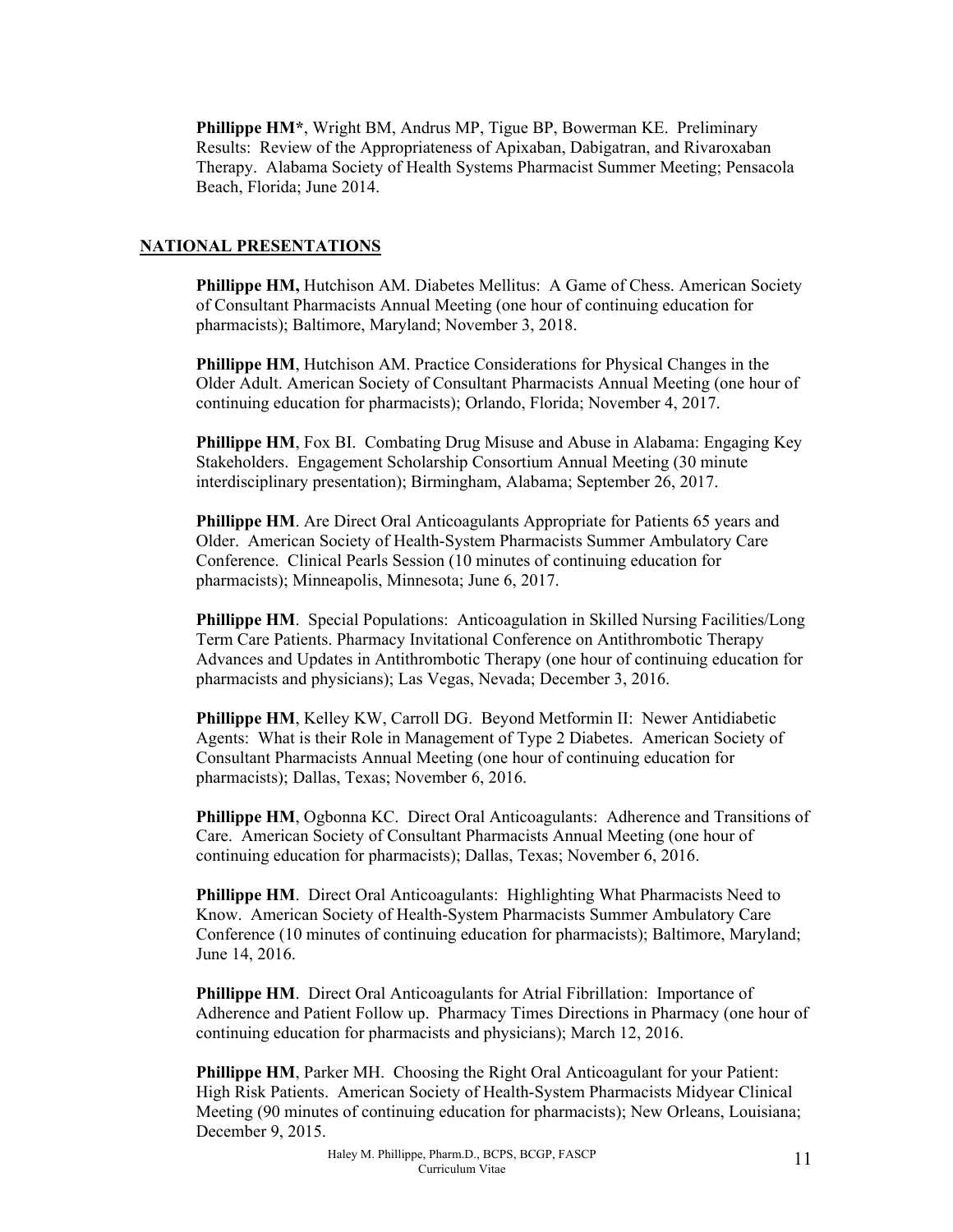**Phillippe HM***, Wright BM, Andrus MP, Tigue BP, Bowerman KE. Preliminary Results: Review of the Appropriateness of Apixaban, Dabigatran, and Rivaroxaban Therapy. Alabama Society of Health Systems Pharmacist Summer Meeting; Pensacola Beach, Florida; June 2014.

## NATIONAL PRESENTATIONS

**Phillippe HM,** Hutchison AM. Diabetes Mellitus: A Game of Chess. American Society of Consultant Pharmacists Annual Meeting (one hour of continuing education for pharmacists); Baltimore, Maryland; November 3, 2018.

**Phillippe HM**, Hutchison AM. Practice Considerations for Physical Changes in the Older Adult. American Society of Consultant Pharmacists Annual Meeting (one hour of continuing education for pharmacists); Orlando, Florida; November 4, 2017.

**Phillippe HM**, Fox BI. Combating Drug Misuse and Abuse in Alabama: Engaging Key Stakeholders. Engagement Scholarship Consortium Annual Meeting (30 minute interdisciplinary presentation); Birmingham, Alabama; September 26, 2017.

**Phillippe HM**. Are Direct Oral Anticoagulants Appropriate for Patients 65 years and Older. American Society of Health-System Pharmacists Summer Ambulatory Care Conference. Clinical Pearls Session (10 minutes of continuing education for pharmacists); Minneapolis, Minnesota; June 6, 2017.

**Phillippe HM**. Special Populations: Anticoagulation in Skilled Nursing Facilities/Long Term Care Patients. Pharmacy Invitational Conference on Antithrombotic Therapy Advances and Updates in Antithrombotic Therapy (one hour of continuing education for pharmacists and physicians); Las Vegas, Nevada; December 3, 2016.

**Phillippe HM**, Kelley KW, Carroll DG. Beyond Metformin II: Newer Antidiabetic Agents: What is their Role in Management of Type 2 Diabetes. American Society of Consultant Pharmacists Annual Meeting (one hour of continuing education for pharmacists); Dallas, Texas; November 6, 2016.

**Phillippe HM**, Ogbonna KC. Direct Oral Anticoagulants: Adherence and Transitions of Care. American Society of Consultant Pharmacists Annual Meeting (one hour of continuing education for pharmacists); Dallas, Texas; November 6, 2016.

**Phillippe HM**. Direct Oral Anticoagulants: Highlighting What Pharmacists Need to Know. American Society of Health-System Pharmacists Summer Ambulatory Care Conference (10 minutes of continuing education for pharmacists); Baltimore, Maryland; June 14, 2016.

**Phillippe HM**. Direct Oral Anticoagulants for Atrial Fibrillation: Importance of Adherence and Patient Follow up. Pharmacy Times Directions in Pharmacy (one hour of continuing education for pharmacists and physicians); March 12, 2016.

**Phillippe HM**, Parker MH. Choosing the Right Oral Anticoagulant for your Patient: High Risk Patients. American Society of Health-System Pharmacists Midyear Clinical Meeting (90 minutes of continuing education for pharmacists); New Orleans, Louisiana; December 9, 2015.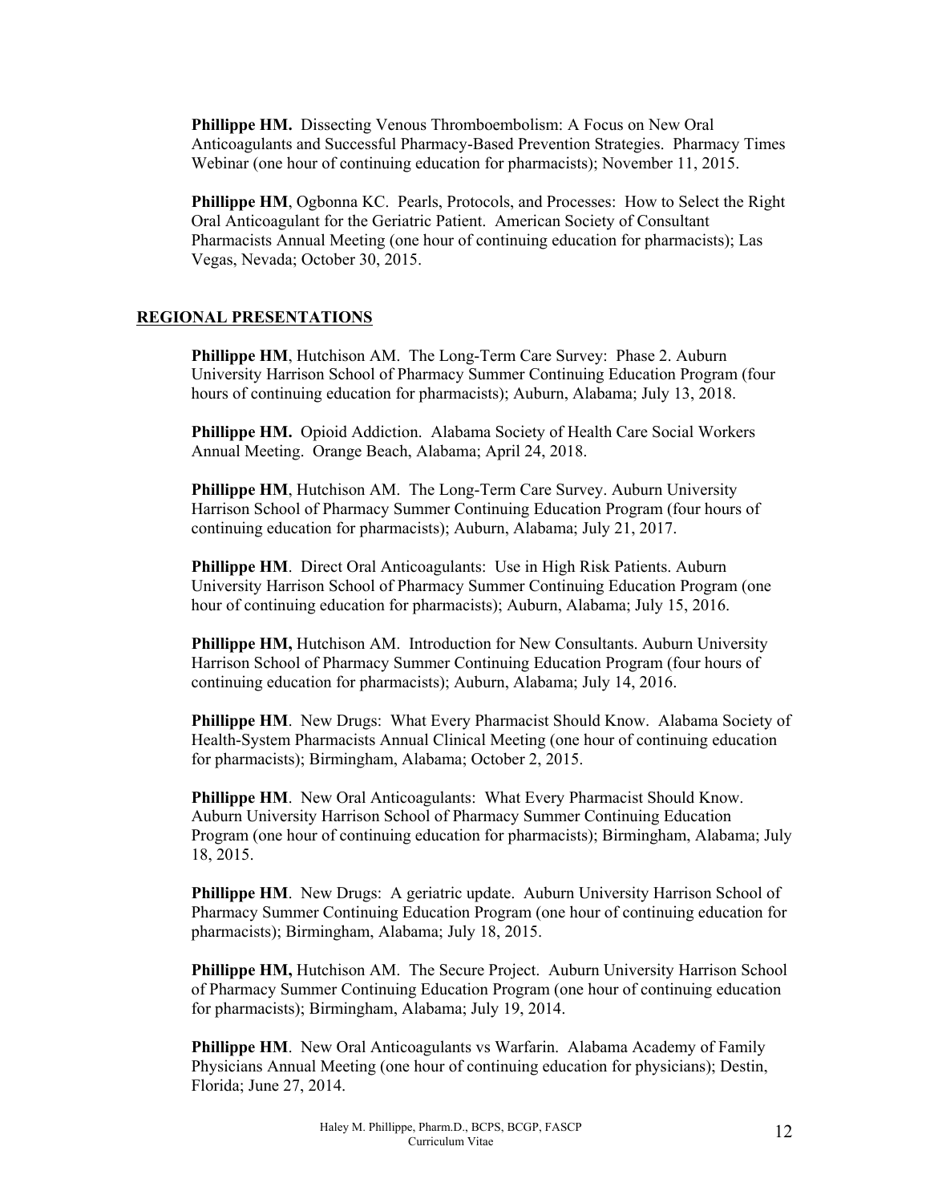**Phillippe HM.** Dissecting Venous Thromboembolism: A Focus on New Oral Anticoagulants and Successful Pharmacy-Based Prevention Strategies. Pharmacy Times Webinar (one hour of continuing education for pharmacists); November 11, 2015.

**Phillippe HM**, Ogbonna KC. Pearls, Protocols, and Processes: How to Select the Right Oral Anticoagulant for the Geriatric Patient. American Society of Consultant Pharmacists Annual Meeting (one hour of continuing education for pharmacists); Las Vegas, Nevada; October 30, 2015.

## REGIONAL PRESENTATIONS

**Phillippe HM**, Hutchison AM. The Long-Term Care Survey: Phase 2. Auburn University Harrison School of Pharmacy Summer Continuing Education Program (four hours of continuing education for pharmacists); Auburn, Alabama; July 13, 2018.

**Phillippe HM.** Opioid Addiction. Alabama Society of Health Care Social Workers Annual Meeting. Orange Beach, Alabama; April 24, 2018.

**Phillippe HM**, Hutchison AM. The Long-Term Care Survey. Auburn University Harrison School of Pharmacy Summer Continuing Education Program (four hours of continuing education for pharmacists); Auburn, Alabama; July 21, 2017.

**Phillippe HM**. Direct Oral Anticoagulants: Use in High Risk Patients. Auburn University Harrison School of Pharmacy Summer Continuing Education Program (one hour of continuing education for pharmacists); Auburn, Alabama; July 15, 2016.

**Phillippe HM,** Hutchison AM. Introduction for New Consultants. Auburn University Harrison School of Pharmacy Summer Continuing Education Program (four hours of continuing education for pharmacists); Auburn, Alabama; July 14, 2016.

**Phillippe HM**. New Drugs: What Every Pharmacist Should Know. Alabama Society of Health-System Pharmacists Annual Clinical Meeting (one hour of continuing education for pharmacists); Birmingham, Alabama; October 2, 2015.

**Phillippe HM**. New Oral Anticoagulants: What Every Pharmacist Should Know. Auburn University Harrison School of Pharmacy Summer Continuing Education Program (one hour of continuing education for pharmacists); Birmingham, Alabama; July 18, 2015.

**Phillippe HM**. New Drugs: A geriatric update. Auburn University Harrison School of Pharmacy Summer Continuing Education Program (one hour of continuing education for pharmacists); Birmingham, Alabama; July 18, 2015.

**Phillippe HM,** Hutchison AM. The Secure Project. Auburn University Harrison School of Pharmacy Summer Continuing Education Program (one hour of continuing education for pharmacists); Birmingham, Alabama; July 19, 2014.

**Phillippe HM**. New Oral Anticoagulants vs Warfarin. Alabama Academy of Family Physicians Annual Meeting (one hour of continuing education for physicians); Destin, Florida; June 27, 2014.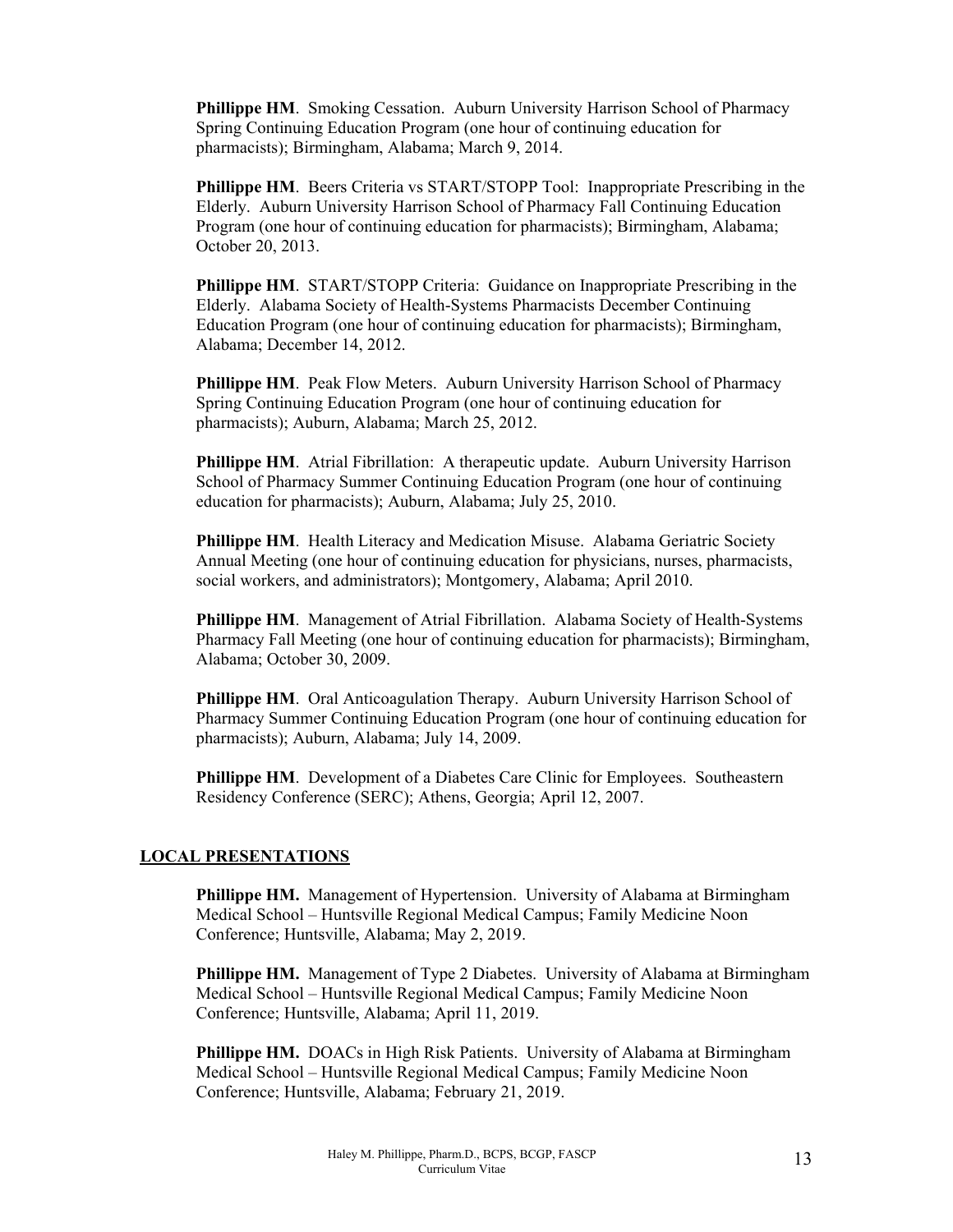**Phillippe HM**. Smoking Cessation. Auburn University Harrison School of Pharmacy Spring Continuing Education Program (one hour of continuing education for pharmacists); Birmingham, Alabama; March 9, 2014.

**Phillippe HM**. Beers Criteria vs START/STOPP Tool: Inappropriate Prescribing in the Elderly. Auburn University Harrison School of Pharmacy Fall Continuing Education Program (one hour of continuing education for pharmacists); Birmingham, Alabama; October 20, 2013.

**Phillippe HM**. START/STOPP Criteria: Guidance on Inappropriate Prescribing in the Elderly. Alabama Society of Health-Systems Pharmacists December Continuing Education Program (one hour of continuing education for pharmacists); Birmingham, Alabama; December 14, 2012.

**Phillippe HM**. Peak Flow Meters. Auburn University Harrison School of Pharmacy Spring Continuing Education Program (one hour of continuing education for pharmacists); Auburn, Alabama; March 25, 2012.

**Phillippe HM**. Atrial Fibrillation: A therapeutic update. Auburn University Harrison School of Pharmacy Summer Continuing Education Program (one hour of continuing education for pharmacists); Auburn, Alabama; July 25, 2010.

**Phillippe HM**. Health Literacy and Medication Misuse. Alabama Geriatric Society Annual Meeting (one hour of continuing education for physicians, nurses, pharmacists, social workers, and administrators); Montgomery, Alabama; April 2010.

**Phillippe HM**. Management of Atrial Fibrillation. Alabama Society of Health-Systems Pharmacy Fall Meeting (one hour of continuing education for pharmacists); Birmingham, Alabama; October 30, 2009.

**Phillippe HM**. Oral Anticoagulation Therapy. Auburn University Harrison School of Pharmacy Summer Continuing Education Program (one hour of continuing education for pharmacists); Auburn, Alabama; July 14, 2009.

**Phillippe HM**. Development of a Diabetes Care Clinic for Employees. Southeastern Residency Conference (SERC); Athens, Georgia; April 12, 2007.

## LOCAL PRESENTATIONS

**Phillippe HM.** Management of Hypertension. University of Alabama at Birmingham Medical School – Huntsville Regional Medical Campus; Family Medicine Noon Conference; Huntsville, Alabama; May 2, 2019.

**Phillippe HM.** Management of Type 2 Diabetes. University of Alabama at Birmingham Medical School – Huntsville Regional Medical Campus; Family Medicine Noon Conference; Huntsville, Alabama; April 11, 2019.

**Phillippe HM.** DOACs in High Risk Patients. University of Alabama at Birmingham Medical School – Huntsville Regional Medical Campus; Family Medicine Noon Conference; Huntsville, Alabama; February 21, 2019.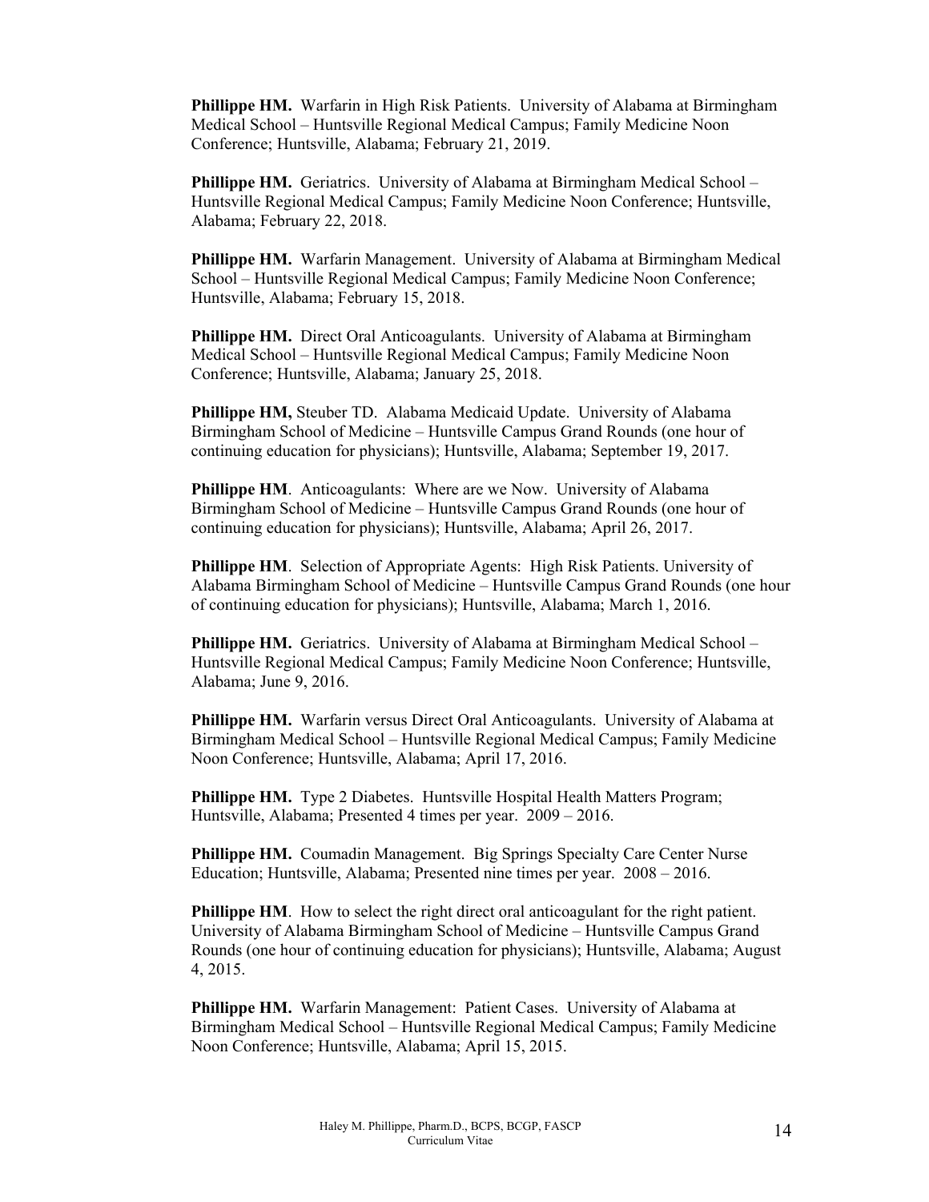**Phillippe HM.** Warfarin in High Risk Patients. University of Alabama at Birmingham Medical School – Huntsville Regional Medical Campus; Family Medicine Noon Conference; Huntsville, Alabama; February 21, 2019.

**Phillippe HM.** Geriatrics. University of Alabama at Birmingham Medical School – Huntsville Regional Medical Campus; Family Medicine Noon Conference; Huntsville, Alabama; February 22, 2018.

**Phillippe HM.** Warfarin Management. University of Alabama at Birmingham Medical School – Huntsville Regional Medical Campus; Family Medicine Noon Conference; Huntsville, Alabama; February 15, 2018.

**Phillippe HM.** Direct Oral Anticoagulants. University of Alabama at Birmingham Medical School – Huntsville Regional Medical Campus; Family Medicine Noon Conference; Huntsville, Alabama; January 25, 2018.

**Phillippe HM,** Steuber TD. Alabama Medicaid Update. University of Alabama Birmingham School of Medicine – Huntsville Campus Grand Rounds (one hour of continuing education for physicians); Huntsville, Alabama; September 19, 2017.

**Phillippe HM**. Anticoagulants: Where are we Now. University of Alabama Birmingham School of Medicine – Huntsville Campus Grand Rounds (one hour of continuing education for physicians); Huntsville, Alabama; April 26, 2017.

**Phillippe HM**. Selection of Appropriate Agents: High Risk Patients. University of Alabama Birmingham School of Medicine – Huntsville Campus Grand Rounds (one hour of continuing education for physicians); Huntsville, Alabama; March 1, 2016.

**Phillippe HM.** Geriatrics. University of Alabama at Birmingham Medical School – Huntsville Regional Medical Campus; Family Medicine Noon Conference; Huntsville, Alabama; June 9, 2016.

**Phillippe HM.** Warfarin versus Direct Oral Anticoagulants. University of Alabama at Birmingham Medical School – Huntsville Regional Medical Campus; Family Medicine Noon Conference; Huntsville, Alabama; April 17, 2016.

**Phillippe HM.** Type 2 Diabetes. Huntsville Hospital Health Matters Program; Huntsville, Alabama; Presented 4 times per year. 2009 – 2016.

**Phillippe HM.** Coumadin Management. Big Springs Specialty Care Center Nurse Education; Huntsville, Alabama; Presented nine times per year. 2008 – 2016.

**Phillippe HM**. How to select the right direct oral anticoagulant for the right patient. University of Alabama Birmingham School of Medicine – Huntsville Campus Grand Rounds (one hour of continuing education for physicians); Huntsville, Alabama; August 4, 2015.

**Phillippe HM.** Warfarin Management: Patient Cases. University of Alabama at Birmingham Medical School – Huntsville Regional Medical Campus; Family Medicine Noon Conference; Huntsville, Alabama; April 15, 2015.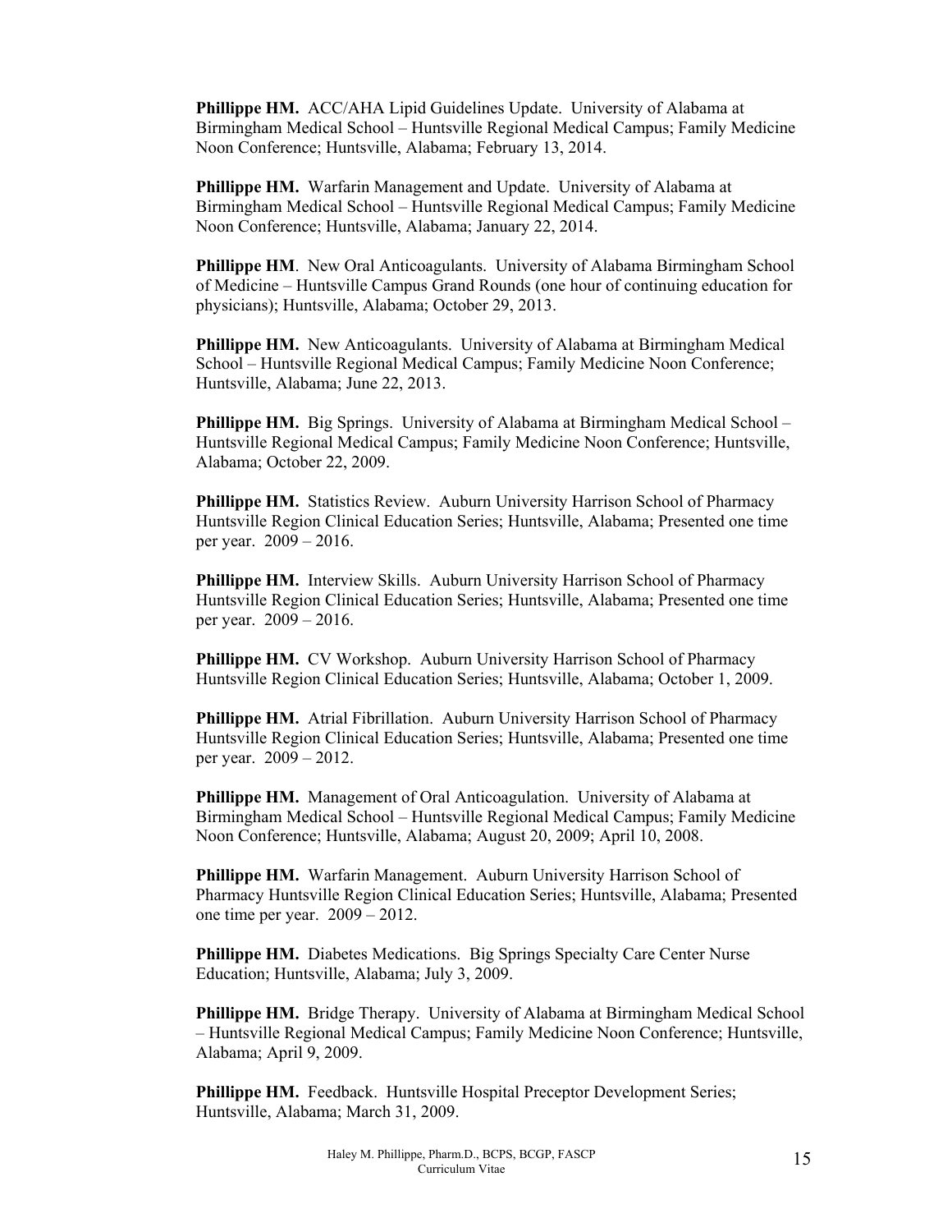**Phillippe HM.** ACC/AHA Lipid Guidelines Update. University of Alabama at Birmingham Medical School – Huntsville Regional Medical Campus; Family Medicine Noon Conference; Huntsville, Alabama; February 13, 2014.

**Phillippe HM.** Warfarin Management and Update. University of Alabama at Birmingham Medical School – Huntsville Regional Medical Campus; Family Medicine Noon Conference; Huntsville, Alabama; January 22, 2014.

**Phillippe HM**. New Oral Anticoagulants. University of Alabama Birmingham School of Medicine – Huntsville Campus Grand Rounds (one hour of continuing education for physicians); Huntsville, Alabama; October 29, 2013.

**Phillippe HM.** New Anticoagulants. University of Alabama at Birmingham Medical School – Huntsville Regional Medical Campus; Family Medicine Noon Conference; Huntsville, Alabama; June 22, 2013.

**Phillippe HM.** Big Springs. University of Alabama at Birmingham Medical School – Huntsville Regional Medical Campus; Family Medicine Noon Conference; Huntsville, Alabama; October 22, 2009.

**Phillippe HM.** Statistics Review. Auburn University Harrison School of Pharmacy Huntsville Region Clinical Education Series; Huntsville, Alabama; Presented one time per year. 2009 – 2016.

**Phillippe HM.** Interview Skills. Auburn University Harrison School of Pharmacy Huntsville Region Clinical Education Series; Huntsville, Alabama; Presented one time per year. 2009 – 2016.

**Phillippe HM.** CV Workshop. Auburn University Harrison School of Pharmacy Huntsville Region Clinical Education Series; Huntsville, Alabama; October 1, 2009.

**Phillippe HM.** Atrial Fibrillation. Auburn University Harrison School of Pharmacy Huntsville Region Clinical Education Series; Huntsville, Alabama; Presented one time per year. 2009 – 2012.

**Phillippe HM.** Management of Oral Anticoagulation. University of Alabama at Birmingham Medical School – Huntsville Regional Medical Campus; Family Medicine Noon Conference; Huntsville, Alabama; August 20, 2009; April 10, 2008.

**Phillippe HM.** Warfarin Management. Auburn University Harrison School of Pharmacy Huntsville Region Clinical Education Series; Huntsville, Alabama; Presented one time per year. 2009 – 2012.

**Phillippe HM.** Diabetes Medications. Big Springs Specialty Care Center Nurse Education; Huntsville, Alabama; July 3, 2009.

**Phillippe HM.** Bridge Therapy. University of Alabama at Birmingham Medical School – Huntsville Regional Medical Campus; Family Medicine Noon Conference; Huntsville, Alabama; April 9, 2009.

**Phillippe HM.** Feedback. Huntsville Hospital Preceptor Development Series; Huntsville, Alabama; March 31, 2009.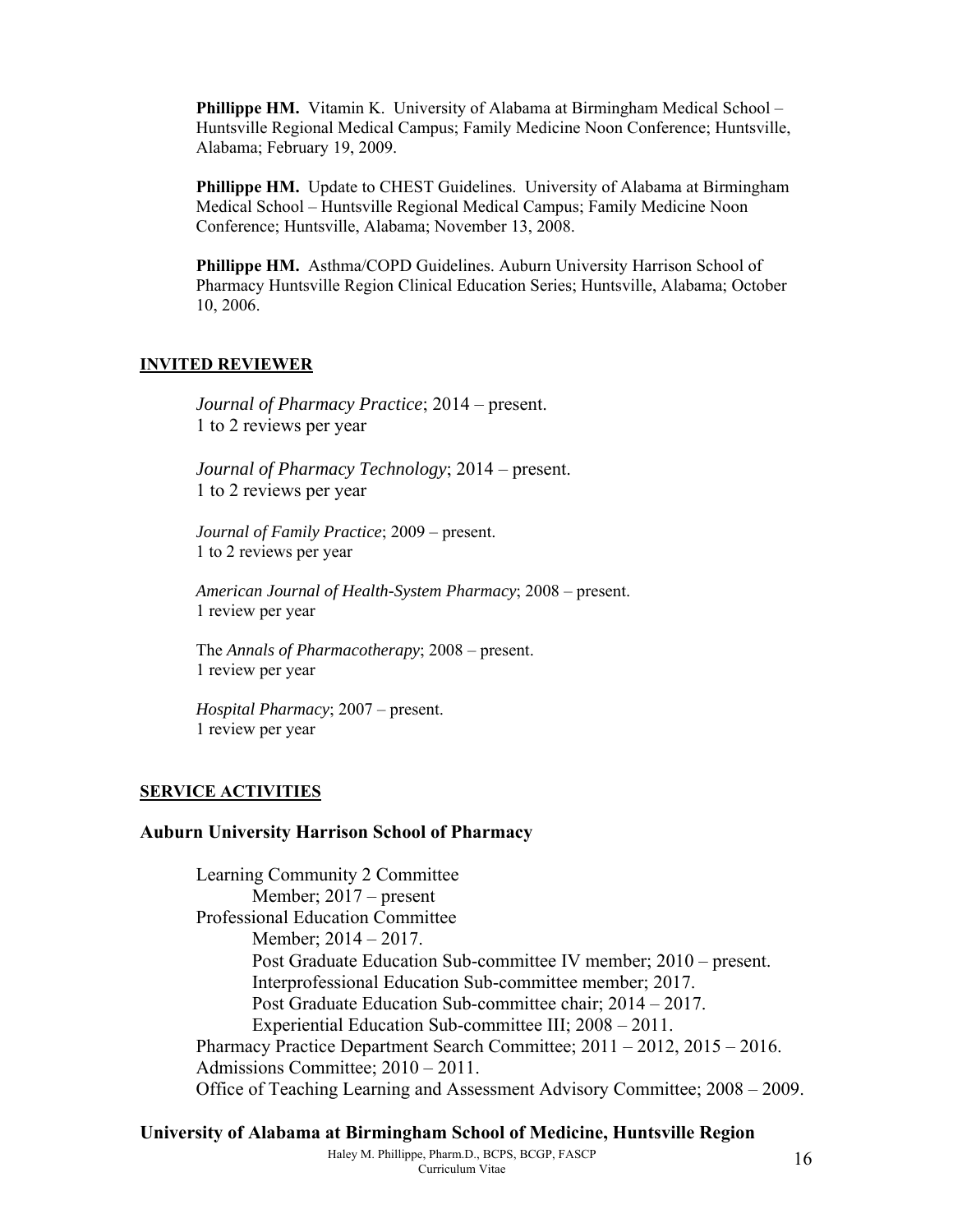**Phillippe HM.** Vitamin K. University of Alabama at Birmingham Medical School – Huntsville Regional Medical Campus; Family Medicine Noon Conference; Huntsville, Alabama; February 19, 2009.

**Phillippe HM.** Update to CHEST Guidelines. University of Alabama at Birmingham Medical School – Huntsville Regional Medical Campus; Family Medicine Noon Conference; Huntsville, Alabama; November 13, 2008.

**Phillippe HM.** Asthma/COPD Guidelines. Auburn University Harrison School of Pharmacy Huntsville Region Clinical Education Series; Huntsville, Alabama; October 10, 2006.

## INVITED REVIEWER

*Journal of Pharmacy Practice*; 2014 – present.
1 to 2 reviews per year

*Journal of Pharmacy Technology*; 2014 – present.
1 to 2 reviews per year

*Journal of Family Practice*; 2009 – present.
1 to 2 reviews per year

*American Journal of Health-System Pharmacy*; 2008 – present.
1 review per year

The *Annals of Pharmacotherapy*; 2008 – present.
1 review per year

*Hospital Pharmacy*; 2007 – present.
1 review per year

## SERVICE ACTIVITIES

### Auburn University Harrison School of Pharmacy

- Learning Community 2 Committee
  - Member; 2017 – present
- Professional Education Committee
  - Member; 2014 – 2017.
  - Post Graduate Education Sub-committee IV member; 2010 – present.
  - Interprofessional Education Sub-committee member; 2017.
  - Post Graduate Education Sub-committee chair; 2014 – 2017.
  - Experiential Education Sub-committee III; 2008 – 2011.
- Pharmacy Practice Department Search Committee; 2011 – 2012, 2015 – 2016.
- Admissions Committee; 2010 – 2011.
- Office of Teaching Learning and Assessment Advisory Committee; 2008 – 2009.

### University of Alabama at Birmingham School of Medicine, Huntsville Region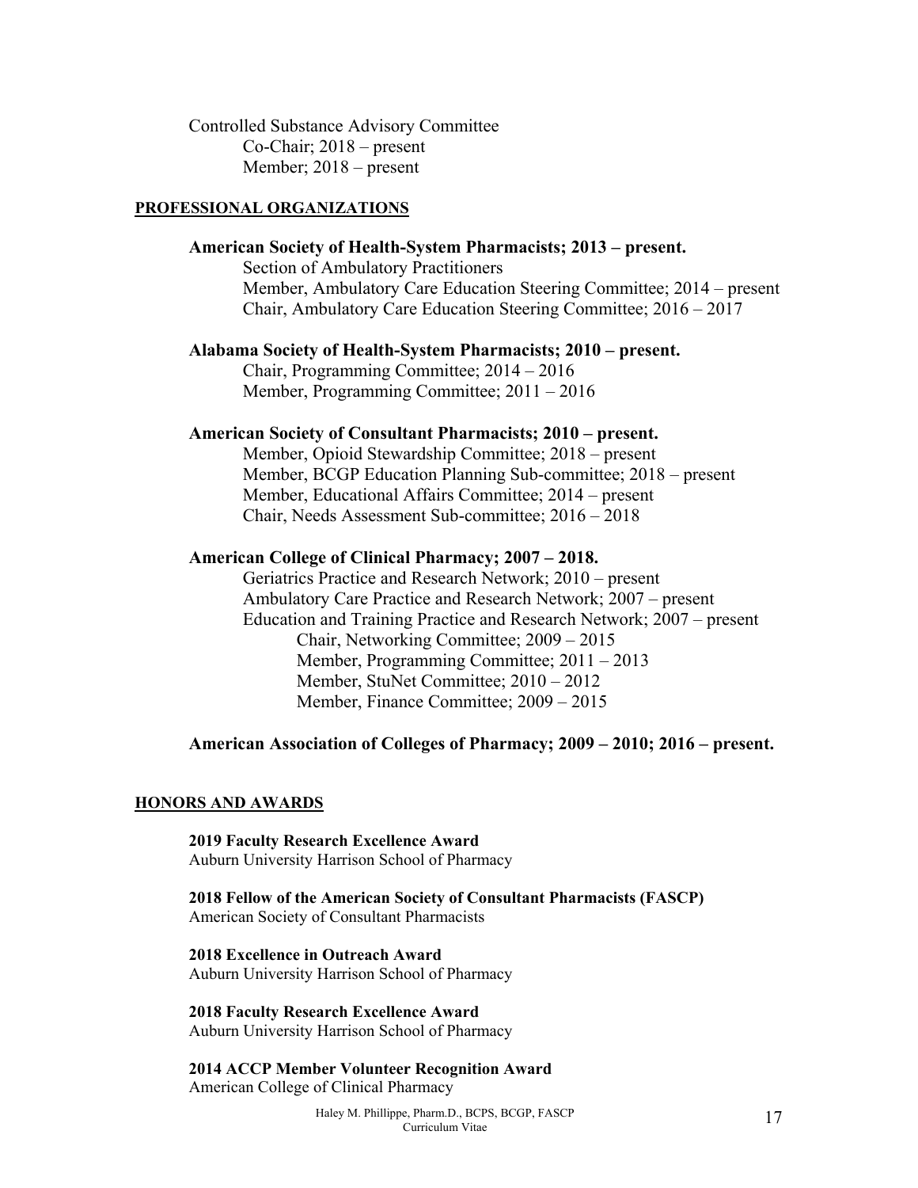Controlled Substance Advisory Committee
- Co-Chair; 2018 – present
- Member; 2018 – present

## PROFESSIONAL ORGANIZATIONS

**American Society of Health-System Pharmacists; 2013 – present.**
- Section of Ambulatory Practitioners
- Member, Ambulatory Care Education Steering Committee; 2014 – present
- Chair, Ambulatory Care Education Steering Committee; 2016 – 2017

**Alabama Society of Health-System Pharmacists; 2010 – present.**
- Chair, Programming Committee; 2014 – 2016
- Member, Programming Committee; 2011 – 2016

**American Society of Consultant Pharmacists; 2010 – present.**
- Member, Opioid Stewardship Committee; 2018 – present
- Member, BCGP Education Planning Sub-committee; 2018 – present
- Member, Educational Affairs Committee; 2014 – present
- Chair, Needs Assessment Sub-committee; 2016 – 2018

**American College of Clinical Pharmacy; 2007 – 2018.**
- Geriatrics Practice and Research Network; 2010 – present
- Ambulatory Care Practice and Research Network; 2007 – present
- Education and Training Practice and Research Network; 2007 – present
  - Chair, Networking Committee; 2009 – 2015
  - Member, Programming Committee; 2011 – 2013
  - Member, StuNet Committee; 2010 – 2012
  - Member, Finance Committee; 2009 – 2015

**American Association of Colleges of Pharmacy; 2009 – 2010; 2016 – present.**

## HONORS AND AWARDS

**2019 Faculty Research Excellence Award**
Auburn University Harrison School of Pharmacy

**2018 Fellow of the American Society of Consultant Pharmacists (FASCP)**
American Society of Consultant Pharmacists

**2018 Excellence in Outreach Award**
Auburn University Harrison School of Pharmacy

**2018 Faculty Research Excellence Award**
Auburn University Harrison School of Pharmacy

**2014 ACCP Member Volunteer Recognition Award**
American College of Clinical Pharmacy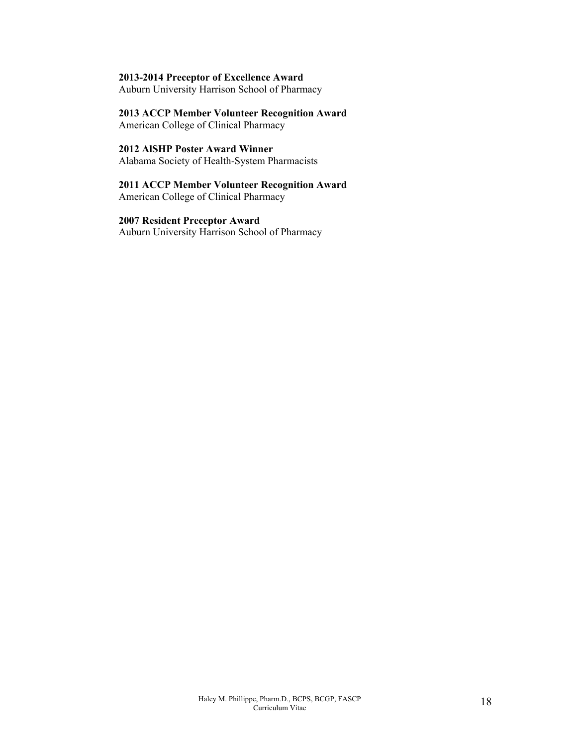**2013-2014 Preceptor of Excellence Award**
Auburn University Harrison School of Pharmacy

**2013 ACCP Member Volunteer Recognition Award**
American College of Clinical Pharmacy

**2012 AlSHP Poster Award Winner**
Alabama Society of Health-System Pharmacists

**2011 ACCP Member Volunteer Recognition Award**
American College of Clinical Pharmacy

**2007 Resident Preceptor Award**
Auburn University Harrison School of Pharmacy